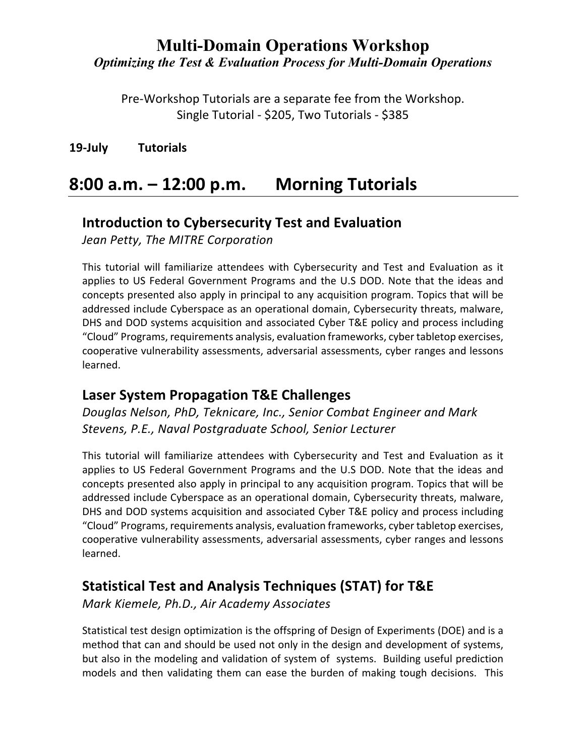# Multi-Domain Operations Workshop

***Optimizing the Test & Evaluation Process for Multi-Domain Operations***

Pre-Workshop Tutorials are a separate fee from the Workshop.
Single Tutorial - $205, Two Tutorials - $385

**19-July Tutorials**

## 8:00 a.m. – 12:00 p.m. Morning Tutorials

### Introduction to Cybersecurity Test and Evaluation

*Jean Petty, The MITRE Corporation*

This tutorial will familiarize attendees with Cybersecurity and Test and Evaluation as it applies to US Federal Government Programs and the U.S DOD. Note that the ideas and concepts presented also apply in principal to any acquisition program. Topics that will be addressed include Cyberspace as an operational domain, Cybersecurity threats, malware, DHS and DOD systems acquisition and associated Cyber T&E policy and process including "Cloud" Programs, requirements analysis, evaluation frameworks, cyber tabletop exercises, cooperative vulnerability assessments, adversarial assessments, cyber ranges and lessons learned.

### Laser System Propagation T&E Challenges

*Douglas Nelson, PhD, Teknicare, Inc., Senior Combat Engineer and Mark Stevens, P.E., Naval Postgraduate School, Senior Lecturer*

This tutorial will familiarize attendees with Cybersecurity and Test and Evaluation as it applies to US Federal Government Programs and the U.S DOD. Note that the ideas and concepts presented also apply in principal to any acquisition program. Topics that will be addressed include Cyberspace as an operational domain, Cybersecurity threats, malware, DHS and DOD systems acquisition and associated Cyber T&E policy and process including "Cloud" Programs, requirements analysis, evaluation frameworks, cyber tabletop exercises, cooperative vulnerability assessments, adversarial assessments, cyber ranges and lessons learned.

### Statistical Test and Analysis Techniques (STAT) for T&E

*Mark Kiemele, Ph.D., Air Academy Associates*

Statistical test design optimization is the offspring of Design of Experiments (DOE) and is a method that can and should be used not only in the design and development of systems, but also in the modeling and validation of system of systems. Building useful prediction models and then validating them can ease the burden of making tough decisions. This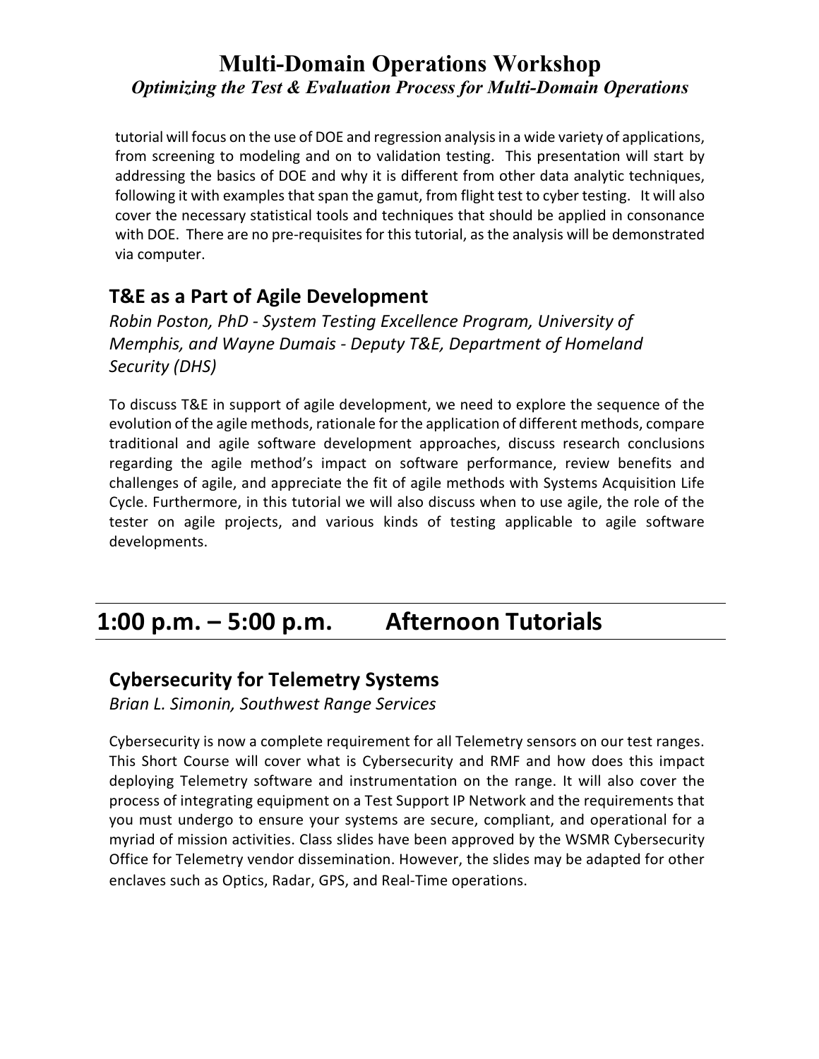tutorial will focus on the use of DOE and regression analysis in a wide variety of applications, from screening to modeling and on to validation testing. This presentation will start by addressing the basics of DOE and why it is different from other data analytic techniques, following it with examples that span the gamut, from flight test to cyber testing. It will also cover the necessary statistical tools and techniques that should be applied in consonance with DOE. There are no pre-requisites for this tutorial, as the analysis will be demonstrated via computer.

### T&E as a Part of Agile Development

*Robin Poston, PhD - System Testing Excellence Program, University of Memphis, and Wayne Dumais - Deputy T&E, Department of Homeland Security (DHS)*

To discuss T&E in support of agile development, we need to explore the sequence of the evolution of the agile methods, rationale for the application of different methods, compare traditional and agile software development approaches, discuss research conclusions regarding the agile method's impact on software performance, review benefits and challenges of agile, and appreciate the fit of agile methods with Systems Acquisition Life Cycle. Furthermore, in this tutorial we will also discuss when to use agile, the role of the tester on agile projects, and various kinds of testing applicable to agile software developments.

## 1:00 p.m. – 5:00 p.m. Afternoon Tutorials

### Cybersecurity for Telemetry Systems

*Brian L. Simonin, Southwest Range Services*

Cybersecurity is now a complete requirement for all Telemetry sensors on our test ranges. This Short Course will cover what is Cybersecurity and RMF and how does this impact deploying Telemetry software and instrumentation on the range. It will also cover the process of integrating equipment on a Test Support IP Network and the requirements that you must undergo to ensure your systems are secure, compliant, and operational for a myriad of mission activities. Class slides have been approved by the WSMR Cybersecurity Office for Telemetry vendor dissemination. However, the slides may be adapted for other enclaves such as Optics, Radar, GPS, and Real-Time operations.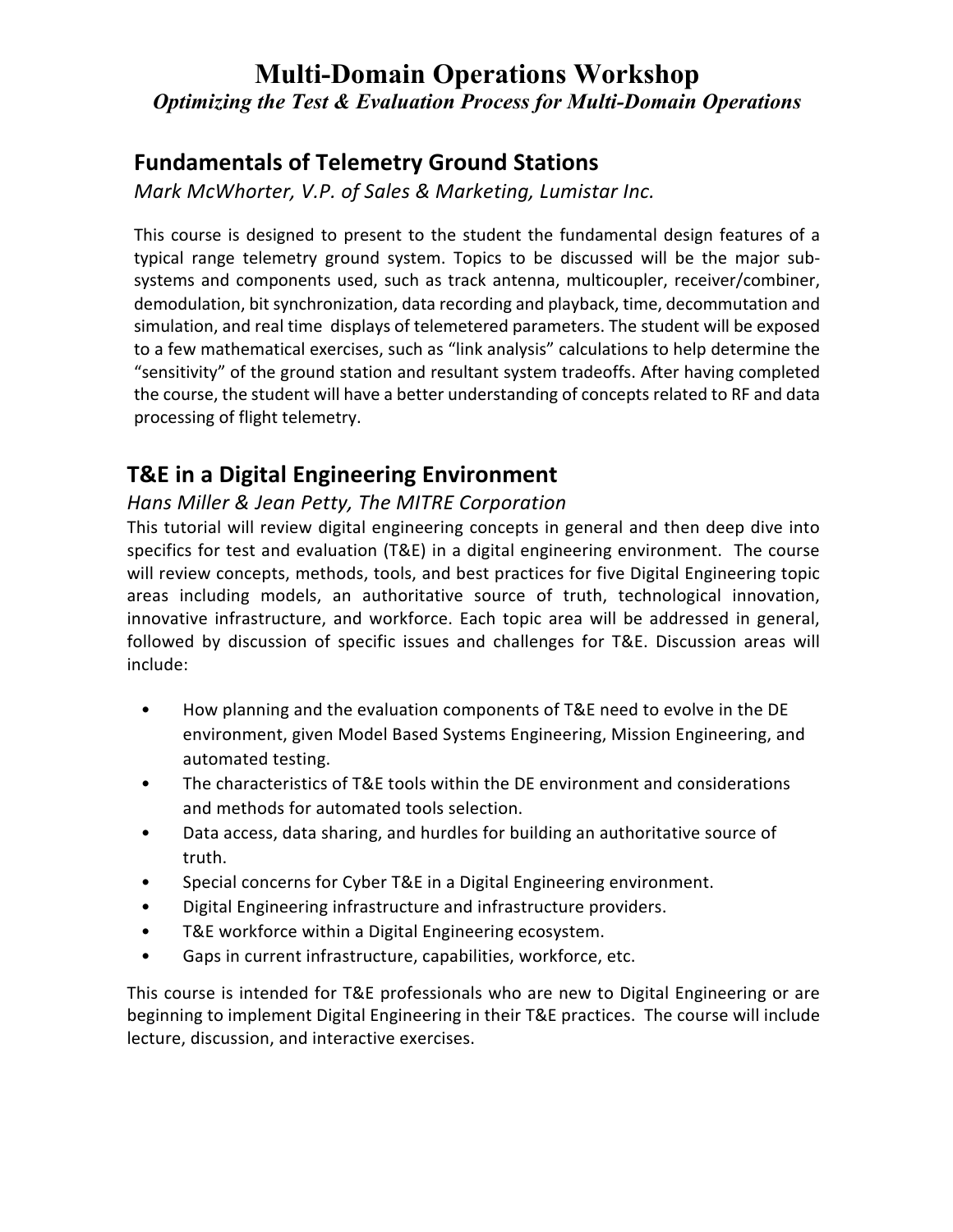# Multi-Domain Operations Workshop

*Optimizing the Test & Evaluation Process for Multi-Domain Operations*

## Fundamentals of Telemetry Ground Stations

*Mark McWhorter, V.P. of Sales & Marketing, Lumistar Inc.*

This course is designed to present to the student the fundamental design features of a typical range telemetry ground system. Topics to be discussed will be the major sub-systems and components used, such as track antenna, multicoupler, receiver/combiner, demodulation, bit synchronization, data recording and playback, time, decommutation and simulation, and real time displays of telemetered parameters. The student will be exposed to a few mathematical exercises, such as "link analysis" calculations to help determine the "sensitivity" of the ground station and resultant system tradeoffs. After having completed the course, the student will have a better understanding of concepts related to RF and data processing of flight telemetry.

## T&E in a Digital Engineering Environment

*Hans Miller & Jean Petty, The MITRE Corporation*

This tutorial will review digital engineering concepts in general and then deep dive into specifics for test and evaluation (T&E) in a digital engineering environment. The course will review concepts, methods, tools, and best practices for five Digital Engineering topic areas including models, an authoritative source of truth, technological innovation, innovative infrastructure, and workforce. Each topic area will be addressed in general, followed by discussion of specific issues and challenges for T&E. Discussion areas will include:

- How planning and the evaluation components of T&E need to evolve in the DE environment, given Model Based Systems Engineering, Mission Engineering, and automated testing.
- The characteristics of T&E tools within the DE environment and considerations and methods for automated tools selection.
- Data access, data sharing, and hurdles for building an authoritative source of truth.
- Special concerns for Cyber T&E in a Digital Engineering environment.
- Digital Engineering infrastructure and infrastructure providers.
- T&E workforce within a Digital Engineering ecosystem.
- Gaps in current infrastructure, capabilities, workforce, etc.

This course is intended for T&E professionals who are new to Digital Engineering or are beginning to implement Digital Engineering in their T&E practices. The course will include lecture, discussion, and interactive exercises.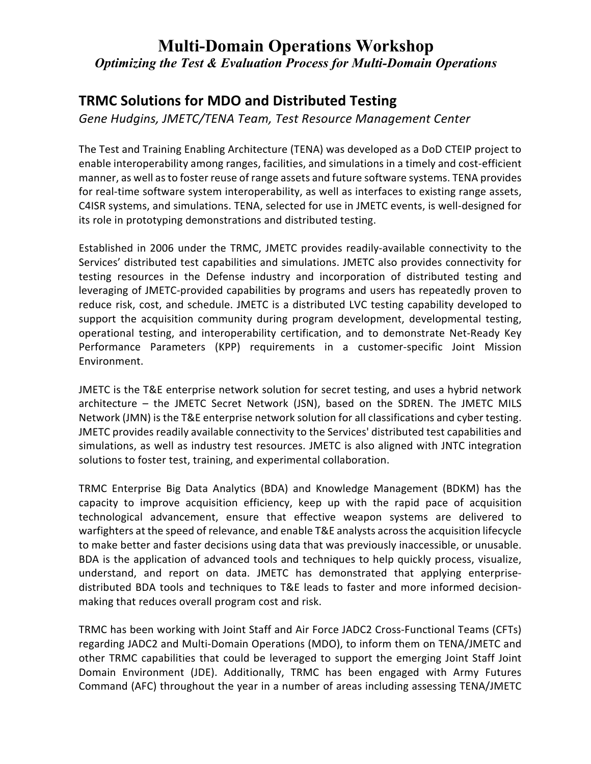# Multi-Domain Operations Workshop

*Optimizing the Test & Evaluation Process for Multi-Domain Operations*

## TRMC Solutions for MDO and Distributed Testing

*Gene Hudgins, JMETC/TENA Team, Test Resource Management Center*

The Test and Training Enabling Architecture (TENA) was developed as a DoD CTEIP project to enable interoperability among ranges, facilities, and simulations in a timely and cost-efficient manner, as well as to foster reuse of range assets and future software systems. TENA provides for real-time software system interoperability, as well as interfaces to existing range assets, C4ISR systems, and simulations. TENA, selected for use in JMETC events, is well-designed for its role in prototyping demonstrations and distributed testing.

Established in 2006 under the TRMC, JMETC provides readily-available connectivity to the Services' distributed test capabilities and simulations. JMETC also provides connectivity for testing resources in the Defense industry and incorporation of distributed testing and leveraging of JMETC-provided capabilities by programs and users has repeatedly proven to reduce risk, cost, and schedule. JMETC is a distributed LVC testing capability developed to support the acquisition community during program development, developmental testing, operational testing, and interoperability certification, and to demonstrate Net-Ready Key Performance Parameters (KPP) requirements in a customer-specific Joint Mission Environment.

JMETC is the T&E enterprise network solution for secret testing, and uses a hybrid network architecture – the JMETC Secret Network (JSN), based on the SDREN. The JMETC MILS Network (JMN) is the T&E enterprise network solution for all classifications and cyber testing. JMETC provides readily available connectivity to the Services' distributed test capabilities and simulations, as well as industry test resources. JMETC is also aligned with JNTC integration solutions to foster test, training, and experimental collaboration.

TRMC Enterprise Big Data Analytics (BDA) and Knowledge Management (BDKM) has the capacity to improve acquisition efficiency, keep up with the rapid pace of acquisition technological advancement, ensure that effective weapon systems are delivered to warfighters at the speed of relevance, and enable T&E analysts across the acquisition lifecycle to make better and faster decisions using data that was previously inaccessible, or unusable. BDA is the application of advanced tools and techniques to help quickly process, visualize, understand, and report on data. JMETC has demonstrated that applying enterprise-distributed BDA tools and techniques to T&E leads to faster and more informed decision-making that reduces overall program cost and risk.

TRMC has been working with Joint Staff and Air Force JADC2 Cross-Functional Teams (CFTs) regarding JADC2 and Multi-Domain Operations (MDO), to inform them on TENA/JMETC and other TRMC capabilities that could be leveraged to support the emerging Joint Staff Joint Domain Environment (JDE). Additionally, TRMC has been engaged with Army Futures Command (AFC) throughout the year in a number of areas including assessing TENA/JMETC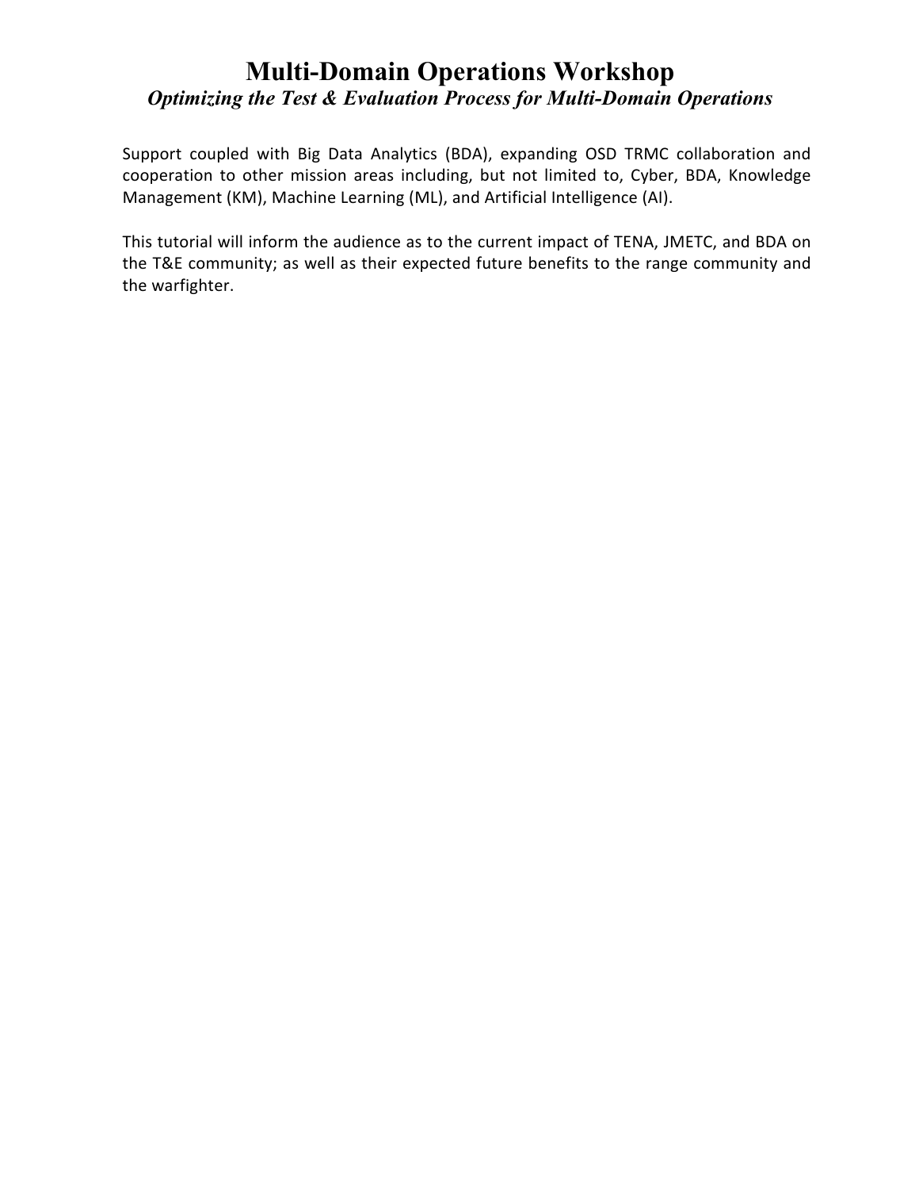# Multi-Domain Operations Workshop

***Optimizing the Test & Evaluation Process for Multi-Domain Operations***

Support coupled with Big Data Analytics (BDA), expanding OSD TRMC collaboration and cooperation to other mission areas including, but not limited to, Cyber, BDA, Knowledge Management (KM), Machine Learning (ML), and Artificial Intelligence (AI).

This tutorial will inform the audience as to the current impact of TENA, JMETC, and BDA on the T&E community; as well as their expected future benefits to the range community and the warfighter.